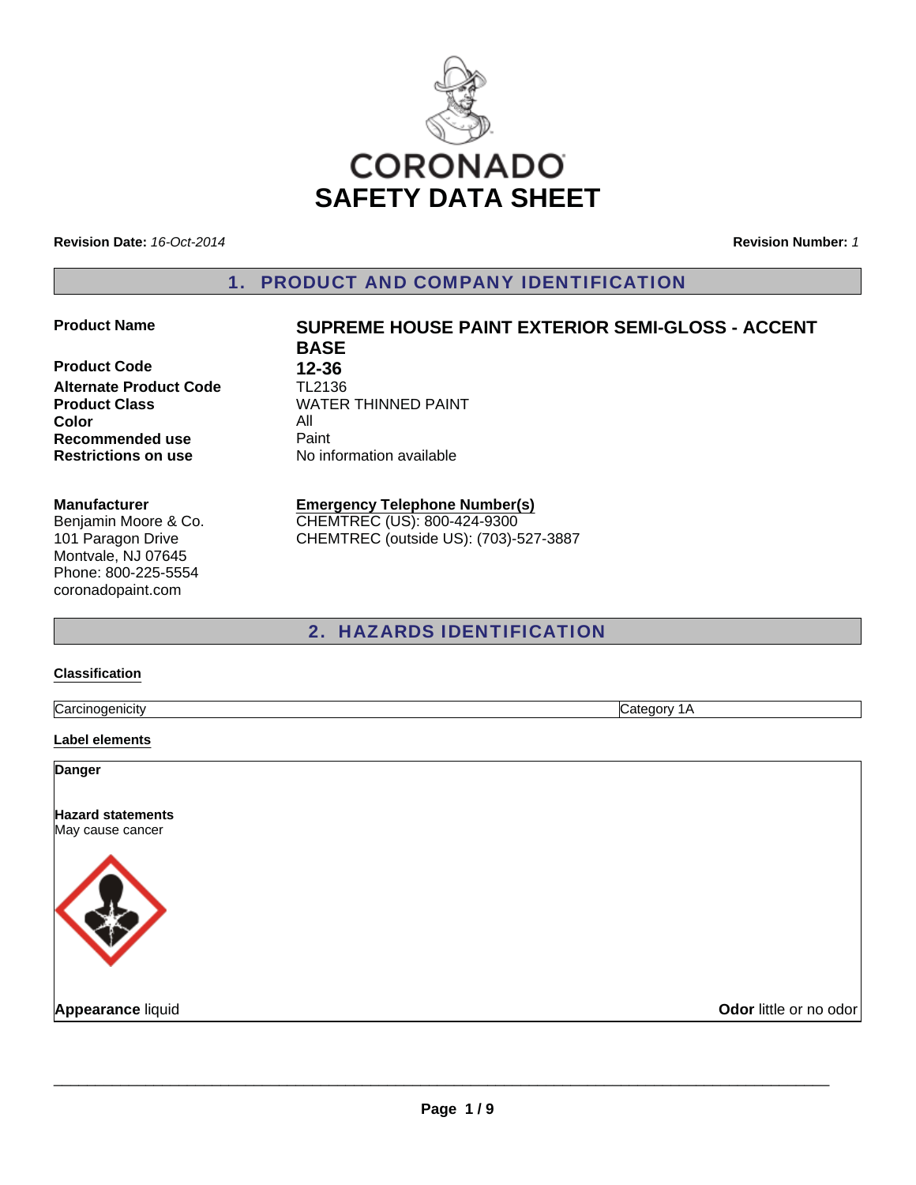CORONADO

# SAFETY DATA SHEET

**Revision Date:** *16-Oct-2014*

**Revision Number:** *1*

## 1. PRODUCT AND COMPANY IDENTIFICATION

| | |
|---|---|
| **Product Name** | **SUPREME HOUSE PAINT EXTERIOR SEMI-GLOSS - ACCENT BASE** |
| **Product Code** | **12-36** |
| **Alternate Product Code** | TL2136 |
| **Product Class** | WATER THINNED PAINT |
| **Color** | All |
| **Recommended use** | Paint |
| **Restrictions on use** | No information available |

**Manufacturer**
Benjamin Moore & Co.
101 Paragon Drive
Montvale, NJ 07645
Phone: 800-225-5554
coronadopaint.com

**Emergency Telephone Number(s)**
CHEMTREC (US): 800-424-9300
CHEMTREC (outside US): (703)-527-3887

## 2. HAZARDS IDENTIFICATION

**Classification**

| | |
|---|---|
| Carcinogenicity | Category 1A |

**Label elements**

**Danger**

**Hazard statements**
May cause cancer

**Appearance** liquid

**Odor** little or no odor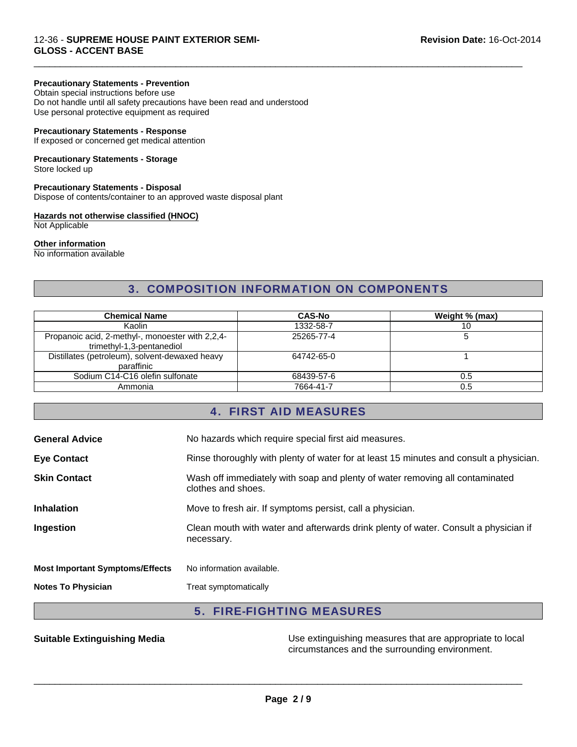#### Precautionary Statements - Prevention
Obtain special instructions before use
Do not handle until all safety precautions have been read and understood
Use personal protective equipment as required

#### Precautionary Statements - Response
If exposed or concerned get medical attention

#### Precautionary Statements - Storage
Store locked up

#### Precautionary Statements - Disposal
Dispose of contents/container to an approved waste disposal plant

#### Hazards not otherwise classified (HNOC)
Not Applicable

#### Other information
No information available

## 3. COMPOSITION INFORMATION ON COMPONENTS

| Chemical Name | CAS-No | Weight % (max) |
|---|---|---|
| Kaolin | 1332-58-7 | 10 |
| Propanoic acid, 2-methyl-, monoester with 2,2,4-trimethyl-1,3-pentanediol | 25265-77-4 | 5 |
| Distillates (petroleum), solvent-dewaxed heavy paraffinic | 64742-65-0 | 1 |
| Sodium C14-C16 olefin sulfonate | 68439-57-6 | 0.5 |
| Ammonia | 7664-41-7 | 0.5 |

## 4. FIRST AID MEASURES

**General Advice** No hazards which require special first aid measures.

**Eye Contact** Rinse thoroughly with plenty of water for at least 15 minutes and consult a physician.

**Skin Contact** Wash off immediately with soap and plenty of water removing all contaminated clothes and shoes.

**Inhalation** Move to fresh air. If symptoms persist, call a physician.

**Ingestion** Clean mouth with water and afterwards drink plenty of water. Consult a physician if necessary.

**Most Important Symptoms/Effects** No information available.

**Notes To Physician** Treat symptomatically

## 5. FIRE-FIGHTING MEASURES

**Suitable Extinguishing Media** Use extinguishing measures that are appropriate to local circumstances and the surrounding environment.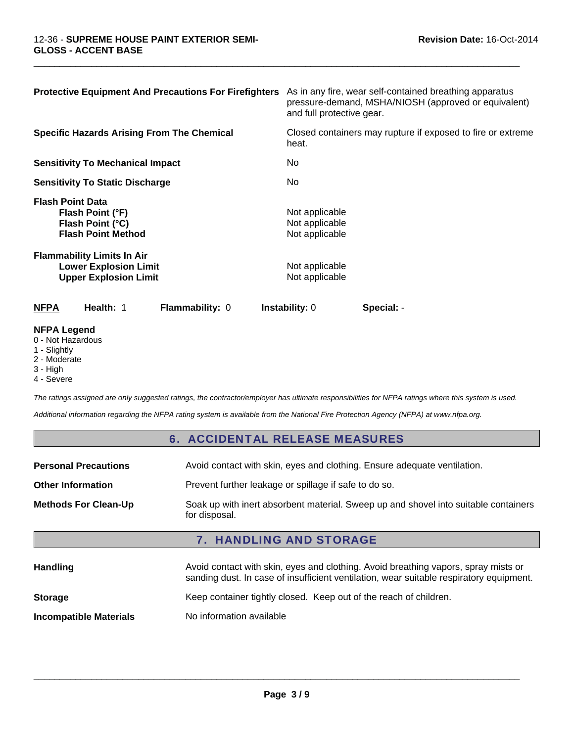| | |
|---|---|
| **Protective Equipment And Precautions For Firefighters** | As in any fire, wear self-contained breathing apparatus pressure-demand, MSHA/NIOSH (approved or equivalent) and full protective gear. |
| **Specific Hazards Arising From The Chemical** | Closed containers may rupture if exposed to fire or extreme heat. |
| **Sensitivity To Mechanical Impact** | No |
| **Sensitivity To Static Discharge** | No |

**Flash Point Data**

| | |
|---|---|
| **Flash Point (°F)** | Not applicable |
| **Flash Point (°C)** | Not applicable |
| **Flash Point Method** | Not applicable |

**Flammability Limits In Air**

| | |
|---|---|
| **Lower Explosion Limit** | Not applicable |
| **Upper Explosion Limit** | Not applicable |

| **NFPA** | **Health:** 1 | **Flammability:** 0 | **Instability:** 0 | **Special:** - |
|---|---|---|---|---|

**NFPA Legend**
- 0 - Not Hazardous
- 1 - Slightly
- 2 - Moderate
- 3 - High
- 4 - Severe

*The ratings assigned are only suggested ratings, the contractor/employer has ultimate responsibilities for NFPA ratings where this system is used.*

*Additional information regarding the NFPA rating system is available from the National Fire Protection Agency (NFPA) at www.nfpa.org.*

## 6. ACCIDENTAL RELEASE MEASURES

| | |
|---|---|
| **Personal Precautions** | Avoid contact with skin, eyes and clothing. Ensure adequate ventilation. |
| **Other Information** | Prevent further leakage or spillage if safe to do so. |
| **Methods For Clean-Up** | Soak up with inert absorbent material. Sweep up and shovel into suitable containers for disposal. |

## 7. HANDLING AND STORAGE

| | |
|---|---|
| **Handling** | Avoid contact with skin, eyes and clothing. Avoid breathing vapors, spray mists or sanding dust. In case of insufficient ventilation, wear suitable respiratory equipment. |
| **Storage** | Keep container tightly closed. Keep out of the reach of children. |
| **Incompatible Materials** | No information available |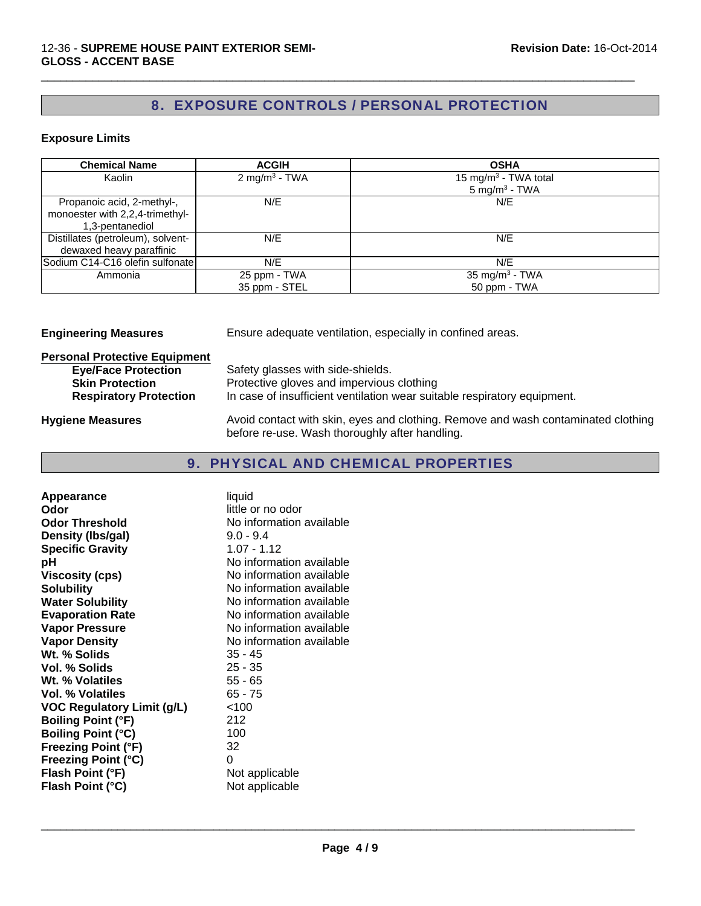## 8. EXPOSURE CONTROLS / PERSONAL PROTECTION

**Exposure Limits**

| Chemical Name | ACGIH | OSHA |
| --- | --- | --- |
| Kaolin | 2 $mg/m^3$ - TWA | 15 $mg/m^3$ - TWA total<br>5 $mg/m^3$ - TWA |
| Propanoic acid, 2-methyl-, monoester with 2,2,4-trimethyl-1,3-pentanediol | N/E | N/E |
| Distillates (petroleum), solvent-dewaxed heavy paraffinic | N/E | N/E |
| Sodium C14-C16 olefin sulfonate | N/E | N/E |
| Ammonia | 25 ppm - TWA<br>35 ppm - STEL | 35 $mg/m^3$ - TWA<br>50 ppm - TWA |

**Engineering Measures** Ensure adequate ventilation, especially in confined areas.

**Personal Protective Equipment**

- **Eye/Face Protection** Safety glasses with side-shields.
- **Skin Protection** Protective gloves and impervious clothing
- **Respiratory Protection** In case of insufficient ventilation wear suitable respiratory equipment.

**Hygiene Measures** Avoid contact with skin, eyes and clothing. Remove and wash contaminated clothing before re-use. Wash thoroughly after handling.

## 9. PHYSICAL AND CHEMICAL PROPERTIES

| | |
| --- | --- |
| **Appearance** | liquid |
| **Odor** | little or no odor |
| **Odor Threshold** | No information available |
| **Density (lbs/gal)** | 9.0 - 9.4 |
| **Specific Gravity** | 1.07 - 1.12 |
| **pH** | No information available |
| **Viscosity (cps)** | No information available |
| **Solubility** | No information available |
| **Water Solubility** | No information available |
| **Evaporation Rate** | No information available |
| **Vapor Pressure** | No information available |
| **Vapor Density** | No information available |
| **Wt. % Solids** | 35 - 45 |
| **Vol. % Solids** | 25 - 35 |
| **Wt. % Volatiles** | 55 - 65 |
| **Vol. % Volatiles** | 65 - 75 |
| **VOC Regulatory Limit (g/L)** | <100 |
| **Boiling Point (°F)** | 212 |
| **Boiling Point (°C)** | 100 |
| **Freezing Point (°F)** | 32 |
| **Freezing Point (°C)** | 0 |
| **Flash Point (°F)** | Not applicable |
| **Flash Point (°C)** | Not applicable |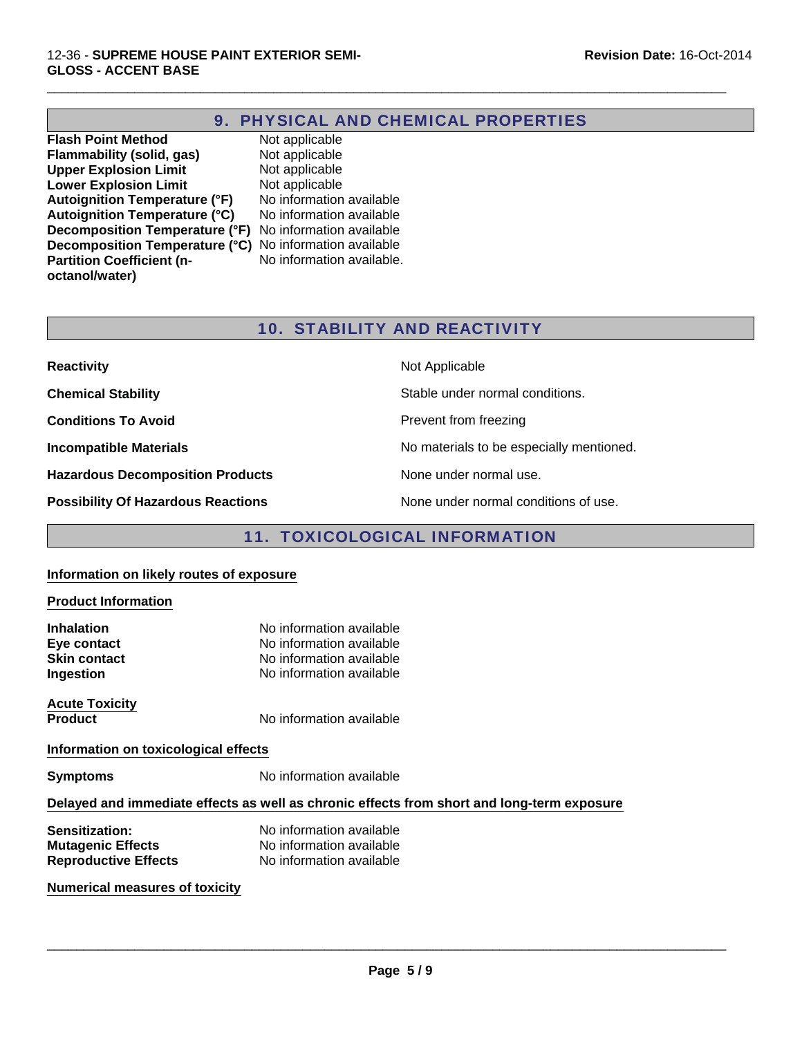## 9. PHYSICAL AND CHEMICAL PROPERTIES

| | |
|---|---|
| **Flash Point Method** | Not applicable |
| **Flammability (solid, gas)** | Not applicable |
| **Upper Explosion Limit** | Not applicable |
| **Lower Explosion Limit** | Not applicable |
| **Autoignition Temperature (°F)** | No information available |
| **Autoignition Temperature (°C)** | No information available |
| **Decomposition Temperature (°F)** | No information available |
| **Decomposition Temperature (°C)** | No information available |
| **Partition Coefficient (n-octanol/water)** | No information available. |

## 10. STABILITY AND REACTIVITY

| | |
|---|---|
| **Reactivity** | Not Applicable |
| **Chemical Stability** | Stable under normal conditions. |
| **Conditions To Avoid** | Prevent from freezing |
| **Incompatible Materials** | No materials to be especially mentioned. |
| **Hazardous Decomposition Products** | None under normal use. |
| **Possibility Of Hazardous Reactions** | None under normal conditions of use. |

## 11. TOXICOLOGICAL INFORMATION

**Information on likely routes of exposure**

**Product Information**

| | |
|---|---|
| **Inhalation** | No information available |
| **Eye contact** | No information available |
| **Skin contact** | No information available |
| **Ingestion** | No information available |

**Acute Toxicity**

| | |
|---|---|
| **Product** | No information available |

**Information on toxicological effects**

| | |
|---|---|
| **Symptoms** | No information available |

**Delayed and immediate effects as well as chronic effects from short and long-term exposure**

| | |
|---|---|
| **Sensitization:** | No information available |
| **Mutagenic Effects** | No information available |
| **Reproductive Effects** | No information available |

**Numerical measures of toxicity**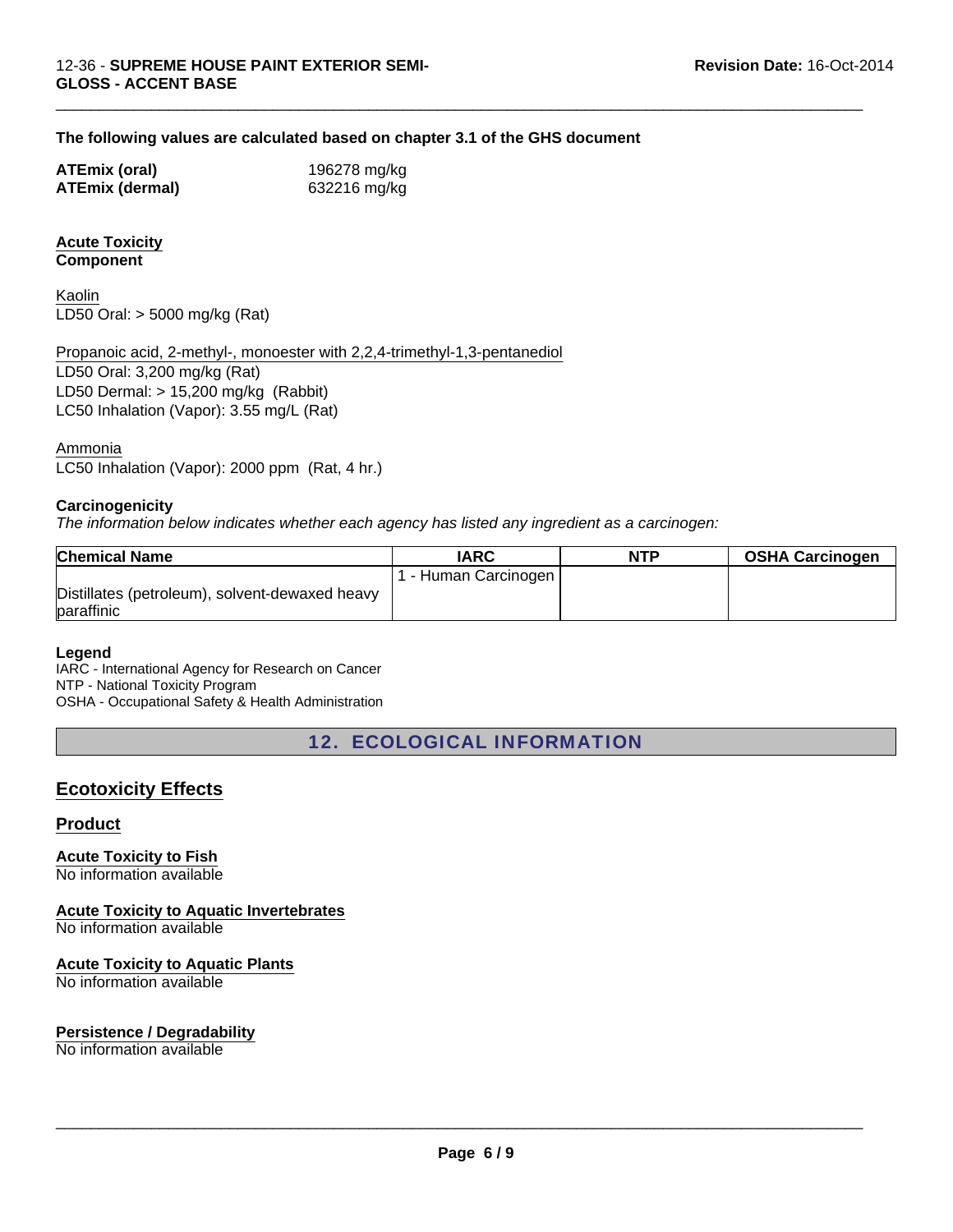**The following values are calculated based on chapter 3.1 of the GHS document**

| | |
|---|---|
| **ATEmix (oral)** | 196278 mg/kg |
| **ATEmix (dermal)** | 632216 mg/kg |

**Acute Toxicity**
**Component**

Kaolin
LD50 Oral: > 5000 mg/kg (Rat)

Propanoic acid, 2-methyl-, monoester with 2,2,4-trimethyl-1,3-pentanediol
LD50 Oral: 3,200 mg/kg (Rat)
LD50 Dermal: > 15,200 mg/kg (Rabbit)
LC50 Inhalation (Vapor): 3.55 mg/L (Rat)

Ammonia
LC50 Inhalation (Vapor): 2000 ppm (Rat, 4 hr.)

**Carcinogenicity**
*The information below indicates whether each agency has listed any ingredient as a carcinogen:*

| Chemical Name | IARC | NTP | OSHA Carcinogen |
|---|---|---|---|
| Distillates (petroleum), solvent-dewaxed heavy paraffinic | 1 - Human Carcinogen | | |

**Legend**
IARC - International Agency for Research on Cancer
NTP - National Toxicity Program
OSHA - Occupational Safety & Health Administration

## 12. ECOLOGICAL INFORMATION

### Ecotoxicity Effects

#### Product

**Acute Toxicity to Fish**
No information available

**Acute Toxicity to Aquatic Invertebrates**
No information available

**Acute Toxicity to Aquatic Plants**
No information available

**Persistence / Degradability**
No information available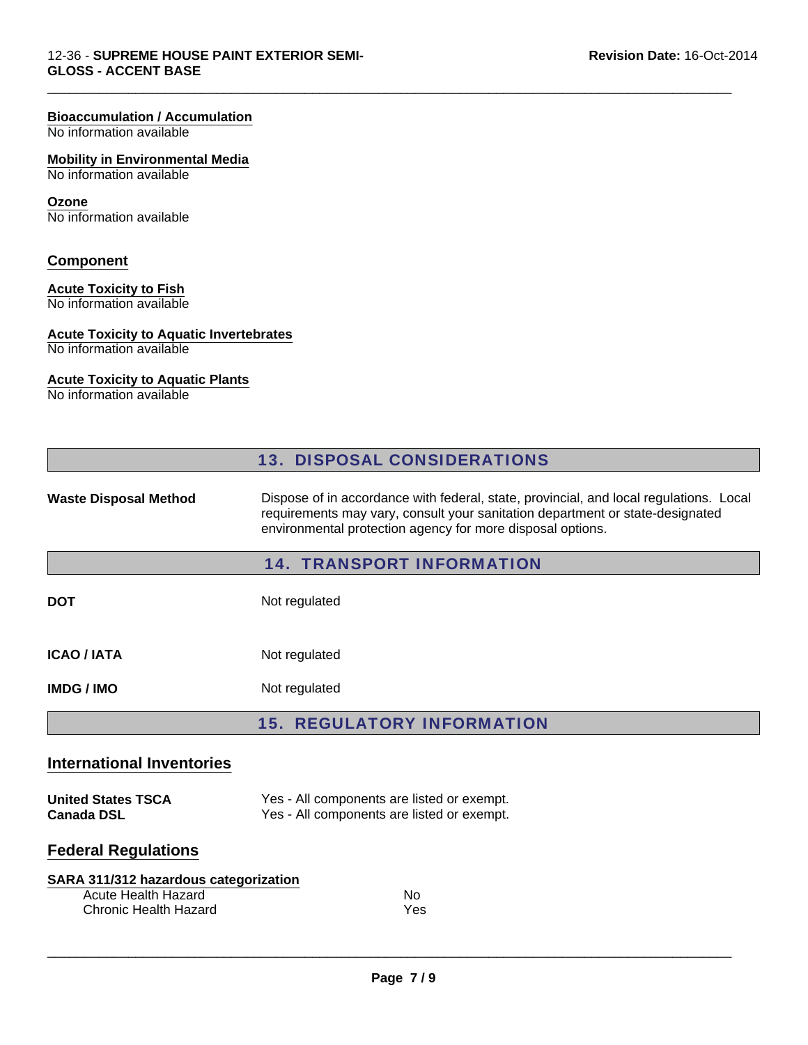**Bioaccumulation / Accumulation**
No information available

**Mobility in Environmental Media**
No information available

**Ozone**
No information available

## Component

**Acute Toxicity to Fish**
No information available

**Acute Toxicity to Aquatic Invertebrates**
No information available

**Acute Toxicity to Aquatic Plants**
No information available

## 13. DISPOSAL CONSIDERATIONS

| | |
|---|---|
| **Waste Disposal Method** | Dispose of in accordance with federal, state, provincial, and local regulations. Local requirements may vary, consult your sanitation department or state-designated environmental protection agency for more disposal options. |

## 14. TRANSPORT INFORMATION

| | |
|---|---|
| **DOT** | Not regulated |
| **ICAO / IATA** | Not regulated |
| **IMDG / IMO** | Not regulated |

## 15. REGULATORY INFORMATION

### International Inventories

| | |
|---|---|
| **United States TSCA** | Yes - All components are listed or exempt. |
| **Canada DSL** | Yes - All components are listed or exempt. |

### Federal Regulations

**SARA 311/312 hazardous categorization**

| | |
|---|---|
| Acute Health Hazard | No |
| Chronic Health Hazard | Yes |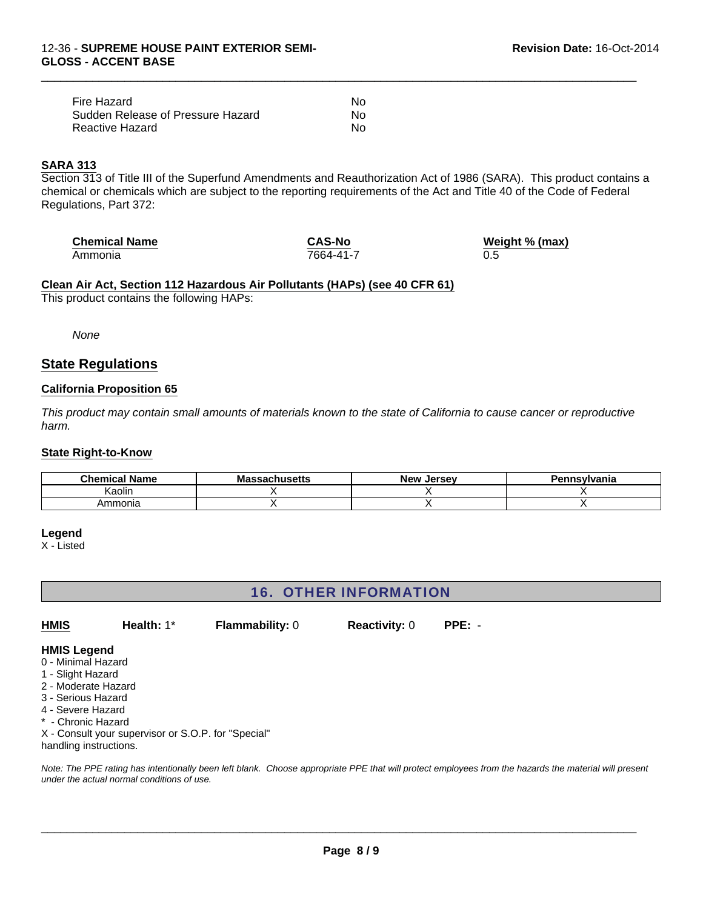| | |
|---|---|
| Fire Hazard | No |
| Sudden Release of Pressure Hazard | No |
| Reactive Hazard | No |

**SARA 313**

Section 313 of Title III of the Superfund Amendments and Reauthorization Act of 1986 (SARA). This product contains a chemical or chemicals which are subject to the reporting requirements of the Act and Title 40 of the Code of Federal Regulations, Part 372:

| Chemical Name | CAS-No | Weight % (max) |
|---|---|---|
| Ammonia | 7664-41-7 | 0.5 |

**Clean Air Act, Section 112 Hazardous Air Pollutants (HAPs) (see 40 CFR 61)**

This product contains the following HAPs:

*None*

## State Regulations

**California Proposition 65**

*This product may contain small amounts of materials known to the state of California to cause cancer or reproductive harm.*

**State Right-to-Know**

| Chemical Name | Massachusetts | New Jersey | Pennsylvania |
|---|---|---|---|
| Kaolin | X | X | X |
| Ammonia | X | X | X |

**Legend**

X - Listed

## 16. OTHER INFORMATION

| HMIS | Health: 1* | Flammability: 0 | Reactivity: 0 | PPE: - |
|---|---|---|---|---|

**HMIS Legend**

0 - Minimal Hazard
1 - Slight Hazard
2 - Moderate Hazard
3 - Serious Hazard
4 - Severe Hazard
* - Chronic Hazard
X - Consult your supervisor or S.O.P. for "Special" handling instructions.

*Note: The PPE rating has intentionally been left blank. Choose appropriate PPE that will protect employees from the hazards the material will present under the actual normal conditions of use.*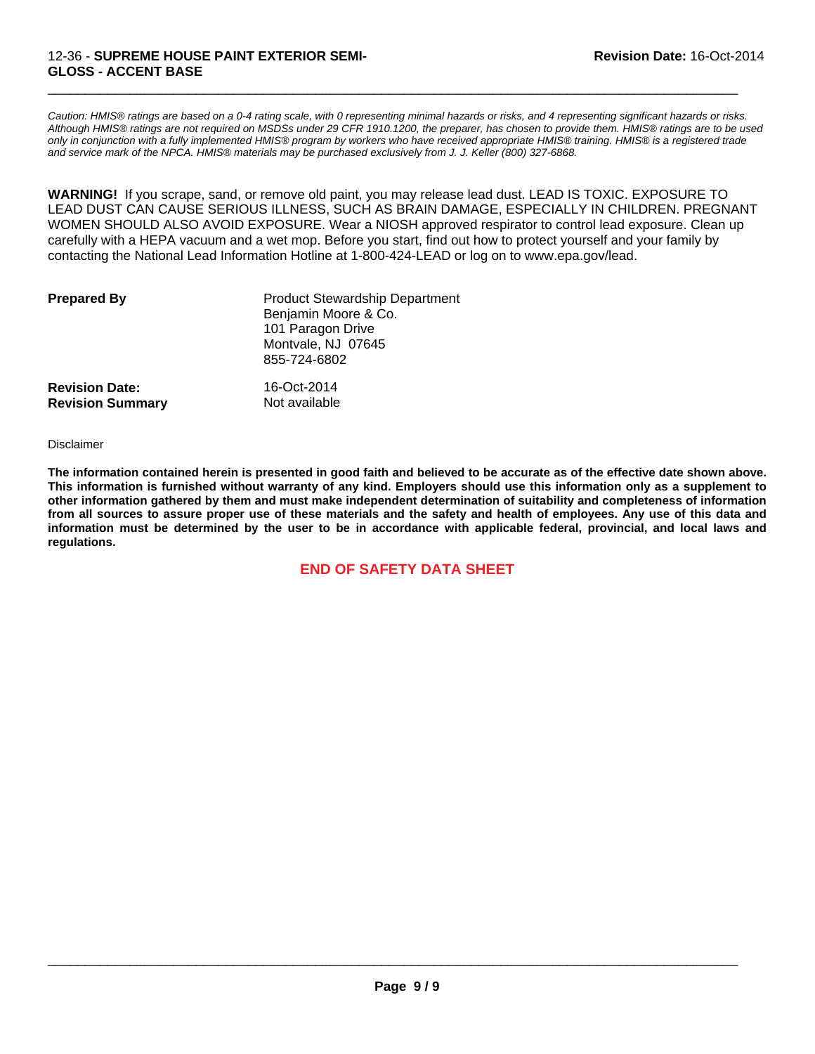*Caution: HMIS® ratings are based on a 0-4 rating scale, with 0 representing minimal hazards or risks, and 4 representing significant hazards or risks. Although HMIS® ratings are not required on MSDSs under 29 CFR 1910.1200, the preparer, has chosen to provide them. HMIS® ratings are to be used only in conjunction with a fully implemented HMIS® program by workers who have received appropriate HMIS® training. HMIS® is a registered trade and service mark of the NPCA. HMIS® materials may be purchased exclusively from J. J. Keller (800) 327-6868.*

**WARNING!** If you scrape, sand, or remove old paint, you may release lead dust. LEAD IS TOXIC. EXPOSURE TO LEAD DUST CAN CAUSE SERIOUS ILLNESS, SUCH AS BRAIN DAMAGE, ESPECIALLY IN CHILDREN. PREGNANT WOMEN SHOULD ALSO AVOID EXPOSURE. Wear a NIOSH approved respirator to control lead exposure. Clean up carefully with a HEPA vacuum and a wet mop. Before you start, find out how to protect yourself and your family by contacting the National Lead Information Hotline at 1-800-424-LEAD or log on to www.epa.gov/lead.

| | |
|---|---|
| **Prepared By** | Product Stewardship Department<br>Benjamin Moore & Co.<br>101 Paragon Drive<br>Montvale, NJ 07645<br>855-724-6802 |
| **Revision Date:** | 16-Oct-2014 |
| **Revision Summary** | Not available |

Disclaimer

**The information contained herein is presented in good faith and believed to be accurate as of the effective date shown above. This information is furnished without warranty of any kind. Employers should use this information only as a supplement to other information gathered by them and must make independent determination of suitability and completeness of information from all sources to assure proper use of these materials and the safety and health of employees. Any use of this data and information must be determined by the user to be in accordance with applicable federal, provincial, and local laws and regulations.**

**END OF SAFETY DATA SHEET**